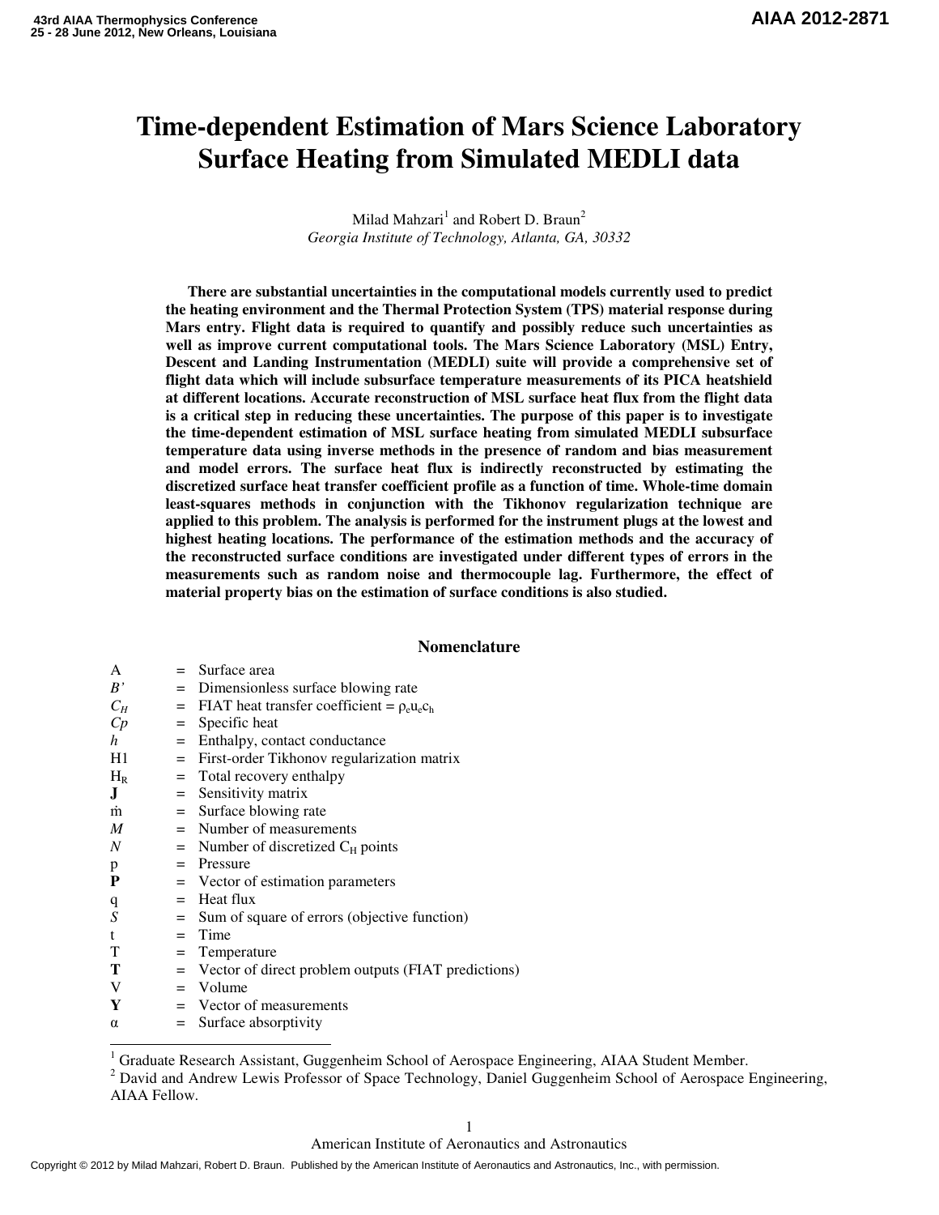# Time-dependent Estimation of Mars Science Laboratory Surface Heating from Simulated MEDLI data

Milad Mahzari[1] and Robert D. Braun[2]
*Georgia Institute of Technology, Atlanta, GA, 30332*

**There are substantial uncertainties in the computational models currently used to predict the heating environment and the Thermal Protection System (TPS) material response during Mars entry. Flight data is required to quantify and possibly reduce such uncertainties as well as improve current computational tools. The Mars Science Laboratory (MSL) Entry, Descent and Landing Instrumentation (MEDLI) suite will provide a comprehensive set of flight data which will include subsurface temperature measurements of its PICA heatshield at different locations. Accurate reconstruction of MSL surface heat flux from the flight data is a critical step in reducing these uncertainties. The purpose of this paper is to investigate the time-dependent estimation of MSL surface heating from simulated MEDLI subsurface temperature data using inverse methods in the presence of random and bias measurement and model errors. The surface heat flux is indirectly reconstructed by estimating the discretized surface heat transfer coefficient profile as a function of time. Whole-time domain least-squares methods in conjunction with the Tikhonov regularization technique are applied to this problem. The analysis is performed for the instrument plugs at the lowest and highest heating locations. The performance of the estimation methods and the accuracy of the reconstructed surface conditions are investigated under different types of errors in the measurements such as random noise and thermocouple lag. Furthermore, the effect of material property bias on the estimation of surface conditions is also studied.**

## Nomenclature

| | | |
|---|---|---|
| A | = | Surface area |
| *B'* | = | Dimensionless surface blowing rate |
| $C_H$ | = | FIAT heat transfer coefficient = $\rho_e u_e c_h$ |
| *Cp* | = | Specific heat |
| *h* | = | Enthalpy, contact conductance |
| H1 | = | First-order Tikhonov regularization matrix |
| $H_R$ | = | Total recovery enthalpy |
| **J** | = | Sensitivity matrix |
| $\dot{m}$ | = | Surface blowing rate |
| *M* | = | Number of measurements |
| *N* | = | Number of discretized $C_H$ points |
| p | = | Pressure |
| **P** | = | Vector of estimation parameters |
| q | = | Heat flux |
| *S* | = | Sum of square of errors (objective function) |
| t | = | Time |
| T | = | Temperature |
| **T** | = | Vector of direct problem outputs (FIAT predictions) |
| V | = | Volume |
| **Y** | = | Vector of measurements |
| $\alpha$ | = | Surface absorptivity |

[1] Graduate Research Assistant, Guggenheim School of Aerospace Engineering, AIAA Student Member.

[2] David and Andrew Lewis Professor of Space Technology, Daniel Guggenheim School of Aerospace Engineering, AIAA Fellow.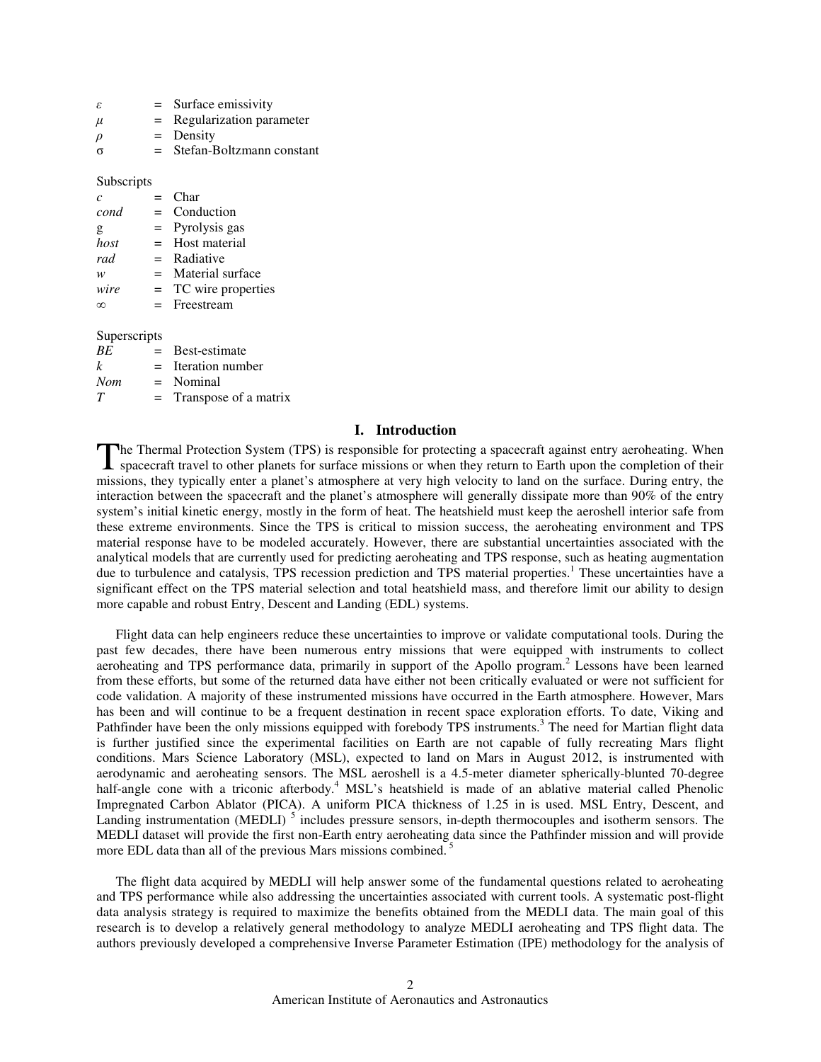| | | |
|---|---|---|
| $\varepsilon$ | = | Surface emissivity |
| $\mu$ | = | Regularization parameter |
| $\rho$ | = | Density |
| $\sigma$ | = | Stefan-Boltzmann constant |

Subscripts

| | | |
|---|---|---|
| $c$ | = | Char |
| $cond$ | = | Conduction |
| g | = | Pyrolysis gas |
| $host$ | = | Host material |
| $rad$ | = | Radiative |
| $w$ | = | Material surface |
| $wire$ | = | TC wire properties |
| $\infty$ | = | Freestream |

Superscripts

| | | |
|---|---|---|
| $BE$ | = | Best-estimate |
| $k$ | = | Iteration number |
| $Nom$ | = | Nominal |
| $T$ | = | Transpose of a matrix |

## I. Introduction

The Thermal Protection System (TPS) is responsible for protecting a spacecraft against entry aeroheating. When spacecraft travel to other planets for surface missions or when they return to Earth upon the completion of their missions, they typically enter a planet's atmosphere at very high velocity to land on the surface. During entry, the interaction between the spacecraft and the planet's atmosphere will generally dissipate more than 90% of the entry system's initial kinetic energy, mostly in the form of heat. The heatshield must keep the aeroshell interior safe from these extreme environments. Since the TPS is critical to mission success, the aeroheating environment and TPS material response have to be modeled accurately. However, there are substantial uncertainties associated with the analytical models that are currently used for predicting aeroheating and TPS response, such as heating augmentation due to turbulence and catalysis, TPS recession prediction and TPS material properties.[1] These uncertainties have a significant effect on the TPS material selection and total heatshield mass, and therefore limit our ability to design more capable and robust Entry, Descent and Landing (EDL) systems.

Flight data can help engineers reduce these uncertainties to improve or validate computational tools. During the past few decades, there have been numerous entry missions that were equipped with instruments to collect aeroheating and TPS performance data, primarily in support of the Apollo program.[2] Lessons have been learned from these efforts, but some of the returned data have either not been critically evaluated or were not sufficient for code validation. A majority of these instrumented missions have occurred in the Earth atmosphere. However, Mars has been and will continue to be a frequent destination in recent space exploration efforts. To date, Viking and Pathfinder have been the only missions equipped with forebody TPS instruments.[3] The need for Martian flight data is further justified since the experimental facilities on Earth are not capable of fully recreating Mars flight conditions. Mars Science Laboratory (MSL), expected to land on Mars in August 2012, is instrumented with aerodynamic and aeroheating sensors. The MSL aeroshell is a 4.5-meter diameter spherically-blunted 70-degree half-angle cone with a triconic afterbody.[4] MSL's heatshield is made of an ablative material called Phenolic Impregnated Carbon Ablator (PICA). A uniform PICA thickness of 1.25 in is used. MSL Entry, Descent, and Landing instrumentation (MEDLI) [5] includes pressure sensors, in-depth thermocouples and isotherm sensors. The MEDLI dataset will provide the first non-Earth entry aeroheating data since the Pathfinder mission and will provide more EDL data than all of the previous Mars missions combined.[5]

The flight data acquired by MEDLI will help answer some of the fundamental questions related to aeroheating and TPS performance while also addressing the uncertainties associated with current tools. A systematic post-flight data analysis strategy is required to maximize the benefits obtained from the MEDLI data. The main goal of this research is to develop a relatively general methodology to analyze MEDLI aeroheating and TPS flight data. The authors previously developed a comprehensive Inverse Parameter Estimation (IPE) methodology for the analysis of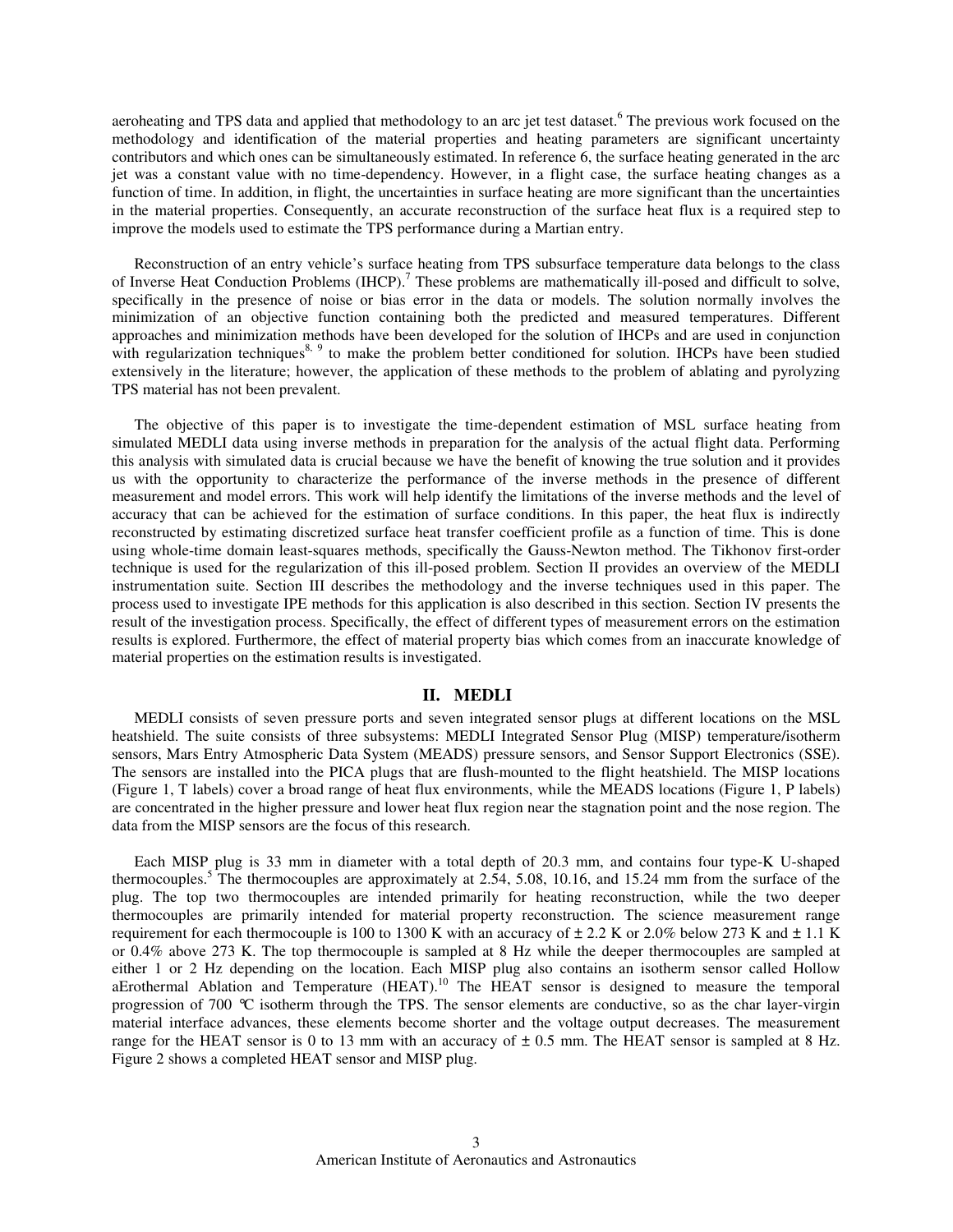aeroheating and TPS data and applied that methodology to an arc jet test dataset.[6] The previous work focused on the methodology and identification of the material properties and heating parameters are significant uncertainty contributors and which ones can be simultaneously estimated. In reference 6, the surface heating generated in the arc jet was a constant value with no time-dependency. However, in a flight case, the surface heating changes as a function of time. In addition, in flight, the uncertainties in surface heating are more significant than the uncertainties in the material properties. Consequently, an accurate reconstruction of the surface heat flux is a required step to improve the models used to estimate the TPS performance during a Martian entry.

Reconstruction of an entry vehicle's surface heating from TPS subsurface temperature data belongs to the class of Inverse Heat Conduction Problems (IHCP).[7] These problems are mathematically ill-posed and difficult to solve, specifically in the presence of noise or bias error in the data or models. The solution normally involves the minimization of an objective function containing both the predicted and measured temperatures. Different approaches and minimization methods have been developed for the solution of IHCPs and are used in conjunction with regularization techniques[8, 9] to make the problem better conditioned for solution. IHCPs have been studied extensively in the literature; however, the application of these methods to the problem of ablating and pyrolyzing TPS material has not been prevalent.

The objective of this paper is to investigate the time-dependent estimation of MSL surface heating from simulated MEDLI data using inverse methods in preparation for the analysis of the actual flight data. Performing this analysis with simulated data is crucial because we have the benefit of knowing the true solution and it provides us with the opportunity to characterize the performance of the inverse methods in the presence of different measurement and model errors. This work will help identify the limitations of the inverse methods and the level of accuracy that can be achieved for the estimation of surface conditions. In this paper, the heat flux is indirectly reconstructed by estimating discretized surface heat transfer coefficient profile as a function of time. This is done using whole-time domain least-squares methods, specifically the Gauss-Newton method. The Tikhonov first-order technique is used for the regularization of this ill-posed problem. Section II provides an overview of the MEDLI instrumentation suite. Section III describes the methodology and the inverse techniques used in this paper. The process used to investigate IPE methods for this application is also described in this section. Section IV presents the result of the investigation process. Specifically, the effect of different types of measurement errors on the estimation results is explored. Furthermore, the effect of material property bias which comes from an inaccurate knowledge of material properties on the estimation results is investigated.

## II. MEDLI

MEDLI consists of seven pressure ports and seven integrated sensor plugs at different locations on the MSL heatshield. The suite consists of three subsystems: MEDLI Integrated Sensor Plug (MISP) temperature/isotherm sensors, Mars Entry Atmospheric Data System (MEADS) pressure sensors, and Sensor Support Electronics (SSE). The sensors are installed into the PICA plugs that are flush-mounted to the flight heatshield. The MISP locations (Figure 1, T labels) cover a broad range of heat flux environments, while the MEADS locations (Figure 1, P labels) are concentrated in the higher pressure and lower heat flux region near the stagnation point and the nose region. The data from the MISP sensors are the focus of this research.

Each MISP plug is 33 mm in diameter with a total depth of 20.3 mm, and contains four type-K U-shaped thermocouples.[5] The thermocouples are approximately at 2.54, 5.08, 10.16, and 15.24 mm from the surface of the plug. The top two thermocouples are intended primarily for heating reconstruction, while the two deeper thermocouples are primarily intended for material property reconstruction. The science measurement range requirement for each thermocouple is 100 to 1300 K with an accuracy of ± 2.2 K or 2.0% below 273 K and ± 1.1 K or 0.4% above 273 K. The top thermocouple is sampled at 8 Hz while the deeper thermocouples are sampled at either 1 or 2 Hz depending on the location. Each MISP plug also contains an isotherm sensor called Hollow aErothermal Ablation and Temperature (HEAT).[10] The HEAT sensor is designed to measure the temporal progression of 700 °C isotherm through the TPS. The sensor elements are conductive, so as the char layer-virgin material interface advances, these elements become shorter and the voltage output decreases. The measurement range for the HEAT sensor is 0 to 13 mm with an accuracy of ± 0.5 mm. The HEAT sensor is sampled at 8 Hz. Figure 2 shows a completed HEAT sensor and MISP plug.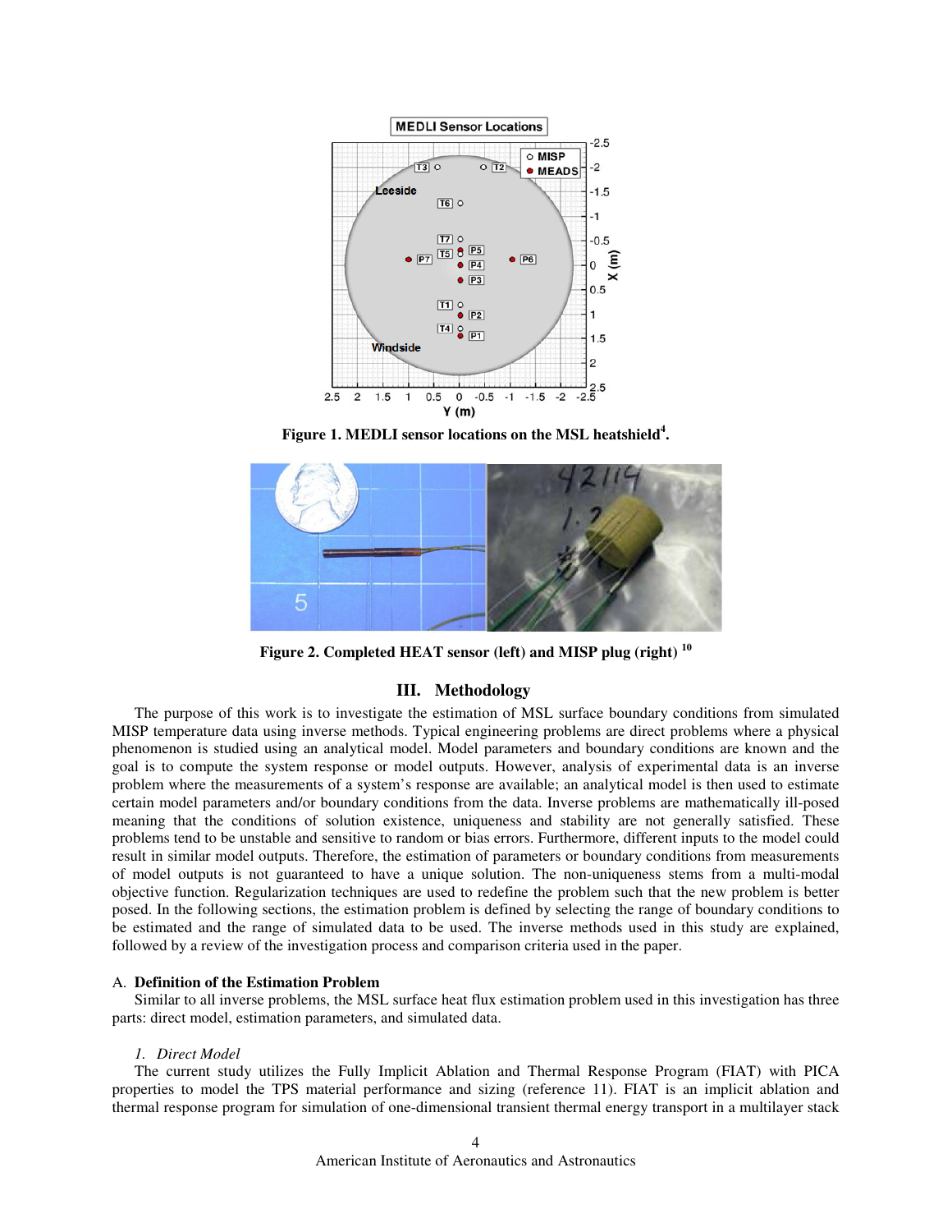Figure 1. MEDLI sensor locations on the MSL heatshield[4].

Figure 2. Completed HEAT sensor (left) and MISP plug (right) [10]

## III. Methodology

The purpose of this work is to investigate the estimation of MSL surface boundary conditions from simulated MISP temperature data using inverse methods. Typical engineering problems are direct problems where a physical phenomenon is studied using an analytical model. Model parameters and boundary conditions are known and the goal is to compute the system response or model outputs. However, analysis of experimental data is an inverse problem where the measurements of a system's response are available; an analytical model is then used to estimate certain model parameters and/or boundary conditions from the data. Inverse problems are mathematically ill-posed meaning that the conditions of solution existence, uniqueness and stability are not generally satisfied. These problems tend to be unstable and sensitive to random or bias errors. Furthermore, different inputs to the model could result in similar model outputs. Therefore, the estimation of parameters or boundary conditions from measurements of model outputs is not guaranteed to have a unique solution. The non-uniqueness stems from a multi-modal objective function. Regularization techniques are used to redefine the problem such that the new problem is better posed. In the following sections, the estimation problem is defined by selecting the range of boundary conditions to be estimated and the range of simulated data to be used. The inverse methods used in this study are explained, followed by a review of the investigation process and comparison criteria used in the paper.

### A. Definition of the Estimation Problem

Similar to all inverse problems, the MSL surface heat flux estimation problem used in this investigation has three parts: direct model, estimation parameters, and simulated data.

#### *1. Direct Model*

The current study utilizes the Fully Implicit Ablation and Thermal Response Program (FIAT) with PICA properties to model the TPS material performance and sizing (reference 11). FIAT is an implicit ablation and thermal response program for simulation of one-dimensional transient thermal energy transport in a multilayer stack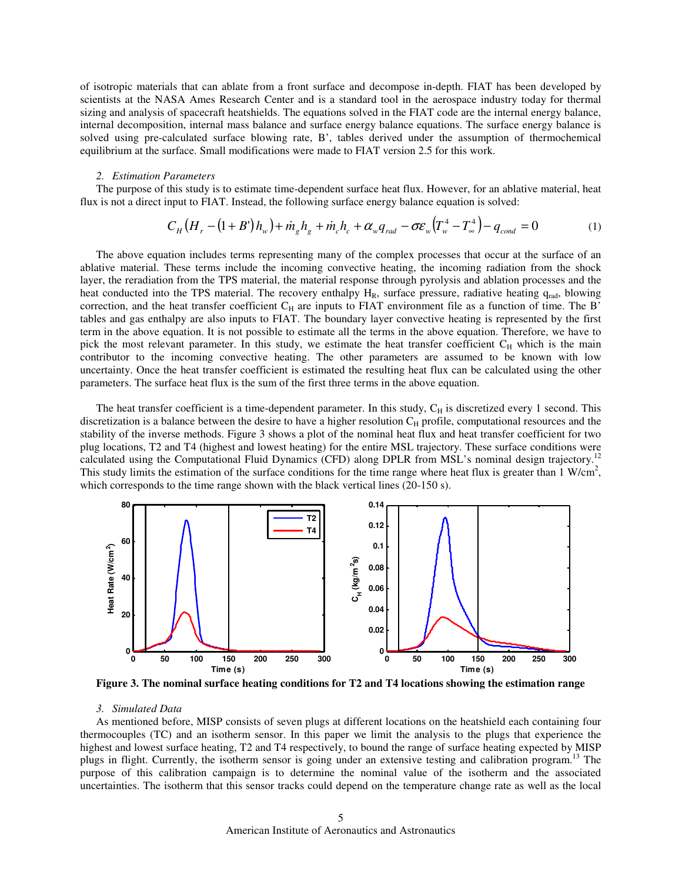of isotropic materials that can ablate from a front surface and decompose in-depth. FIAT has been developed by scientists at the NASA Ames Research Center and is a standard tool in the aerospace industry today for thermal sizing and analysis of spacecraft heatshields. The equations solved in the FIAT code are the internal energy balance, internal decomposition, internal mass balance and surface energy balance equations. The surface energy balance is solved using pre-calculated surface blowing rate, B', tables derived under the assumption of thermochemical equilibrium at the surface. Small modifications were made to FIAT version 2.5 for this work.

### *2. Estimation Parameters*

The purpose of this study is to estimate time-dependent surface heat flux. However, for an ablative material, heat flux is not a direct input to FIAT. Instead, the following surface energy balance equation is solved:

$$C_H\left(H_r - (1+B')h_w\right) + \dot{m}_g h_g + \dot{m}_c h_c + \alpha_w q_{rad} - \sigma\varepsilon_w\left(T_w^4 - T_\infty^4\right) - q_{cond} = 0 \tag{1}$$

The above equation includes terms representing many of the complex processes that occur at the surface of an ablative material. These terms include the incoming convective heating, the incoming radiation from the shock layer, the reradiation from the TPS material, the material response through pyrolysis and ablation processes and the heat conducted into the TPS material. The recovery enthalpy $H_R$, surface pressure, radiative heating $q_{rad}$, blowing correction, and the heat transfer coefficient $C_H$ are inputs to FIAT environment file as a function of time. The B' tables and gas enthalpy are also inputs to FIAT. The boundary layer convective heating is represented by the first term in the above equation. It is not possible to estimate all the terms in the above equation. Therefore, we have to pick the most relevant parameter. In this study, we estimate the heat transfer coefficient $C_H$ which is the main contributor to the incoming convective heating. The other parameters are assumed to be known with low uncertainty. Once the heat transfer coefficient is estimated the resulting heat flux can be calculated using the other parameters. The surface heat flux is the sum of the first three terms in the above equation.

The heat transfer coefficient is a time-dependent parameter. In this study, $C_H$ is discretized every 1 second. This discretization is a balance between the desire to have a higher resolution $C_H$ profile, computational resources and the stability of the inverse methods. Figure 3 shows a plot of the nominal heat flux and heat transfer coefficient for two plug locations, T2 and T4 (highest and lowest heating) for the entire MSL trajectory. These surface conditions were calculated using the Computational Fluid Dynamics (CFD) along DPLR from MSL's nominal design trajectory.[12] This study limits the estimation of the surface conditions for the time range where heat flux is greater than 1 W/cm$^2$, which corresponds to the time range shown with the black vertical lines (20-150 s).

**Figure 3. The nominal surface heating conditions for T2 and T4 locations showing the estimation range**

### *3. Simulated Data*

As mentioned before, MISP consists of seven plugs at different locations on the heatshield each containing four thermocouples (TC) and an isotherm sensor. In this paper we limit the analysis to the plugs that experience the highest and lowest surface heating, T2 and T4 respectively, to bound the range of surface heating expected by MISP plugs in flight. Currently, the isotherm sensor is going under an extensive testing and calibration program.[13] The purpose of this calibration campaign is to determine the nominal value of the isotherm and the associated uncertainties. The isotherm that this sensor tracks could depend on the temperature change rate as well as the local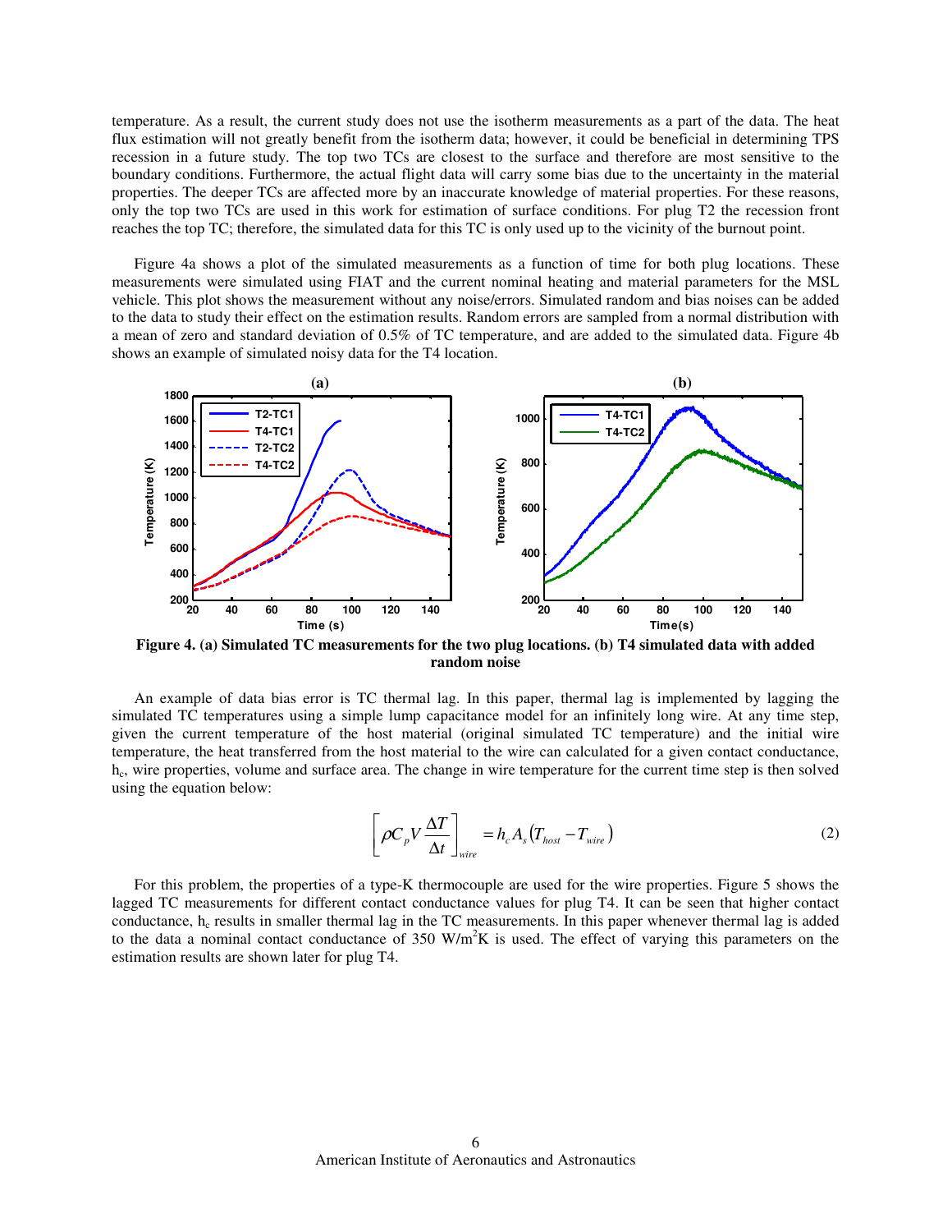temperature. As a result, the current study does not use the isotherm measurements as a part of the data. The heat flux estimation will not greatly benefit from the isotherm data; however, it could be beneficial in determining TPS recession in a future study. The top two TCs are closest to the surface and therefore are most sensitive to the boundary conditions. Furthermore, the actual flight data will carry some bias due to the uncertainty in the material properties. The deeper TCs are affected more by an inaccurate knowledge of material properties. For these reasons, only the top two TCs are used in this work for estimation of surface conditions. For plug T2 the recession front reaches the top TC; therefore, the simulated data for this TC is only used up to the vicinity of the burnout point.

Figure 4a shows a plot of the simulated measurements as a function of time for both plug locations. These measurements were simulated using FIAT and the current nominal heating and material parameters for the MSL vehicle. This plot shows the measurement without any noise/errors. Simulated random and bias noises can be added to the data to study their effect on the estimation results. Random errors are sampled from a normal distribution with a mean of zero and standard deviation of 0.5% of TC temperature, and are added to the simulated data. Figure 4b shows an example of simulated noisy data for the T4 location.

**Figure 4. (a) Simulated TC measurements for the two plug locations. (b) T4 simulated data with added random noise**

An example of data bias error is TC thermal lag. In this paper, thermal lag is implemented by lagging the simulated TC temperatures using a simple lump capacitance model for an infinitely long wire. At any time step, given the current temperature of the host material (original simulated TC temperature) and the initial wire temperature, the heat transferred from the host material to the wire can calculated for a given contact conductance, $h_c$, wire properties, volume and surface area. The change in wire temperature for the current time step is then solved using the equation below:

$$\left[ \rho C_p V \frac{\Delta T}{\Delta t} \right]_{wire} = h_c A_s \left( T_{host} - T_{wire} \right) \tag{2}$$

For this problem, the properties of a type-K thermocouple are used for the wire properties. Figure 5 shows the lagged TC measurements for different contact conductance values for plug T4. It can be seen that higher contact conductance, $h_c$ results in smaller thermal lag in the TC measurements. In this paper whenever thermal lag is added to the data a nominal contact conductance of 350 W/m$^2$K is used. The effect of varying this parameters on the estimation results are shown later for plug T4.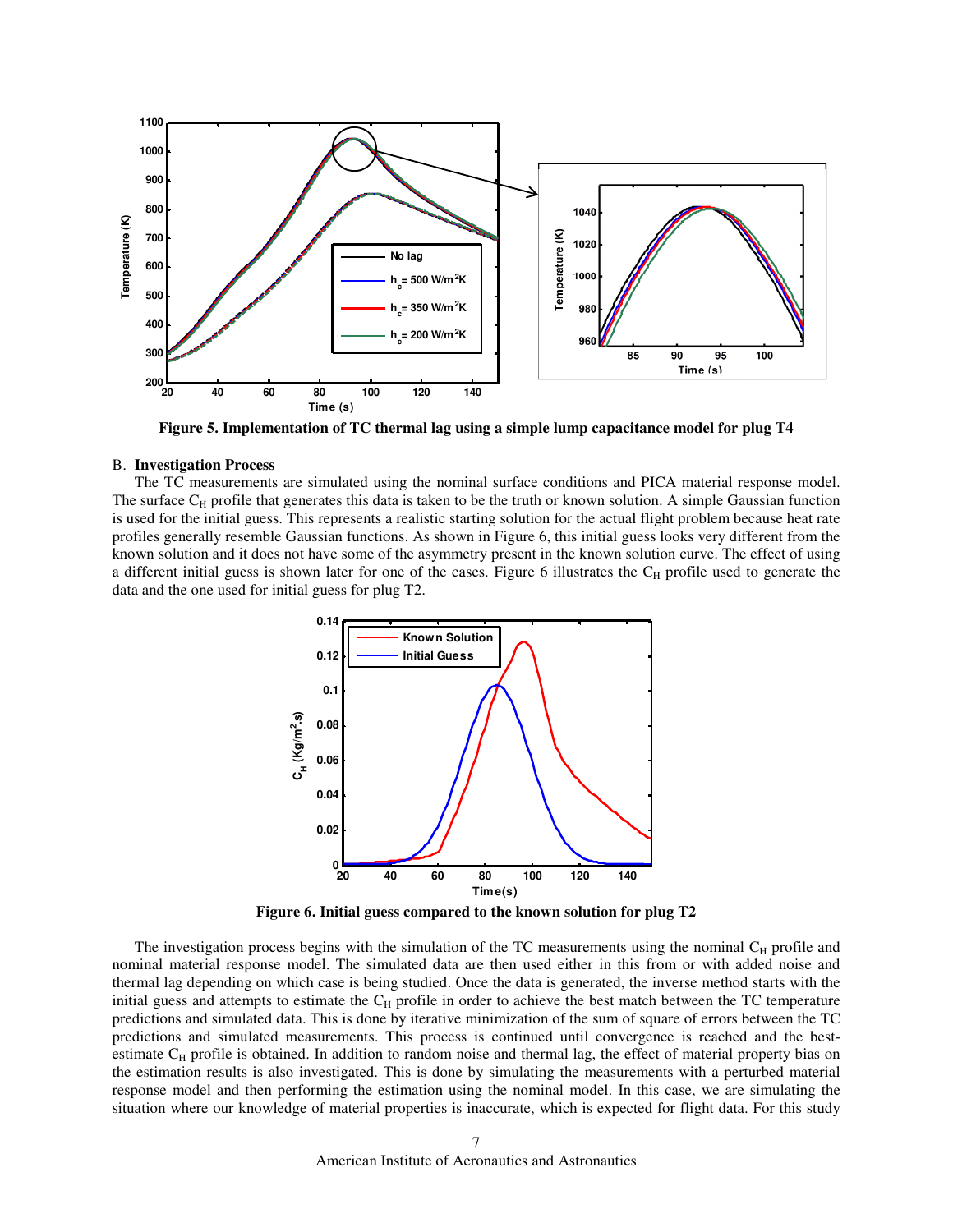Figure 5. Implementation of TC thermal lag using a simple lump capacitance model for plug T4

## B. Investigation Process

The TC measurements are simulated using the nominal surface conditions and PICA material response model. The surface $C_H$ profile that generates this data is taken to be the truth or known solution. A simple Gaussian function is used for the initial guess. This represents a realistic starting solution for the actual flight problem because heat rate profiles generally resemble Gaussian functions. As shown in Figure 6, this initial guess looks very different from the known solution and it does not have some of the asymmetry present in the known solution curve. The effect of using a different initial guess is shown later for one of the cases. Figure 6 illustrates the $C_H$ profile used to generate the data and the one used for initial guess for plug T2.

Figure 6. Initial guess compared to the known solution for plug T2

The investigation process begins with the simulation of the TC measurements using the nominal $C_H$ profile and nominal material response model. The simulated data are then used either in this from or with added noise and thermal lag depending on which case is being studied. Once the data is generated, the inverse method starts with the initial guess and attempts to estimate the $C_H$ profile in order to achieve the best match between the TC temperature predictions and simulated data. This is done by iterative minimization of the sum of square of errors between the TC predictions and simulated measurements. This process is continued until convergence is reached and the best-estimate $C_H$ profile is obtained. In addition to random noise and thermal lag, the effect of material property bias on the estimation results is also investigated. This is done by simulating the measurements with a perturbed material response model and then performing the estimation using the nominal model. In this case, we are simulating the situation where our knowledge of material properties is inaccurate, which is expected for flight data. For this study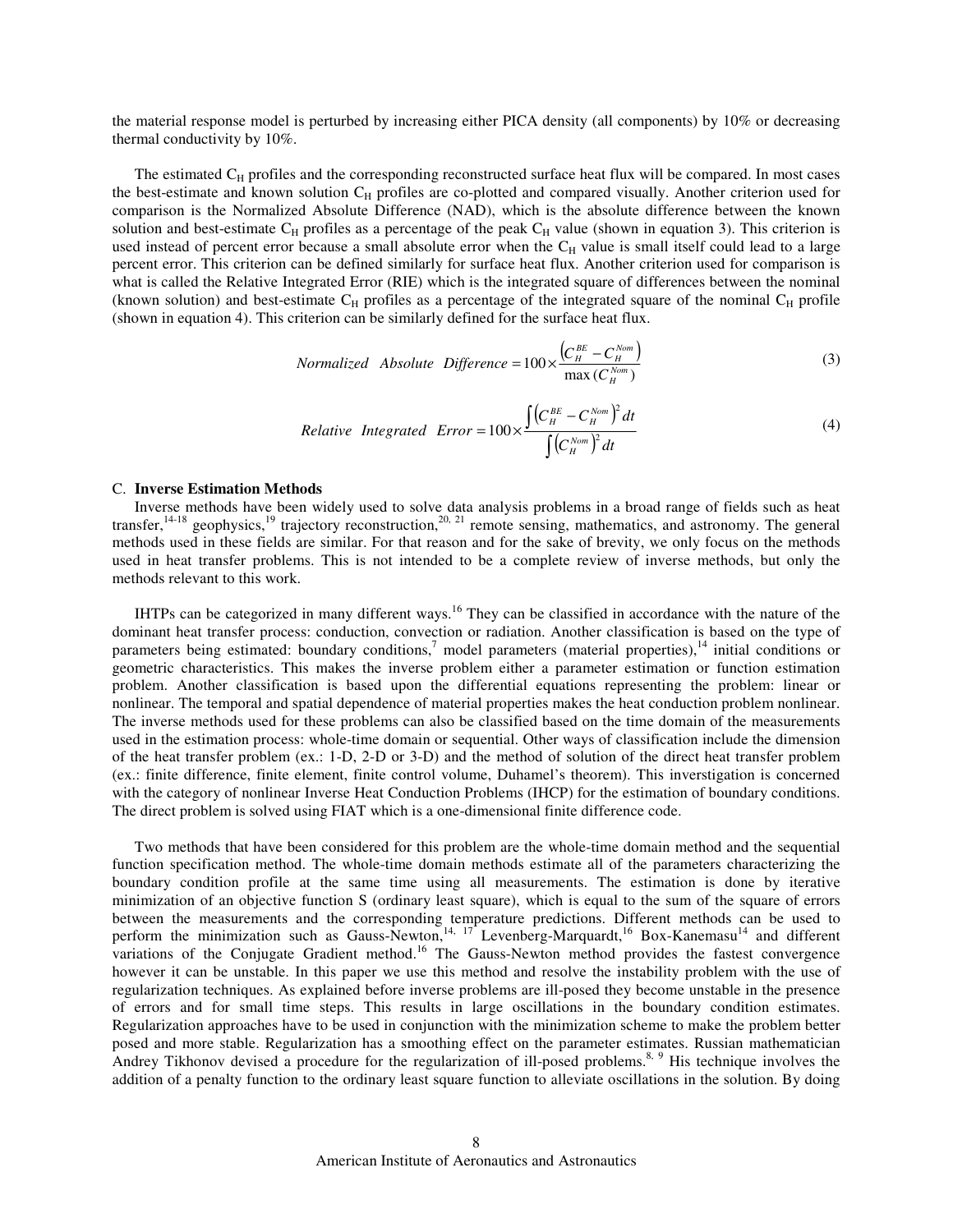the material response model is perturbed by increasing either PICA density (all components) by 10% or decreasing thermal conductivity by 10%.

The estimated $C_H$ profiles and the corresponding reconstructed surface heat flux will be compared. In most cases the best-estimate and known solution $C_H$ profiles are co-plotted and compared visually. Another criterion used for comparison is the Normalized Absolute Difference (NAD), which is the absolute difference between the known solution and best-estimate $C_H$ profiles as a percentage of the peak $C_H$ value (shown in equation 3). This criterion is used instead of percent error because a small absolute error when the $C_H$ value is small itself could lead to a large percent error. This criterion can be defined similarly for surface heat flux. Another criterion used for comparison is what is called the Relative Integrated Error (RIE) which is the integrated square of differences between the nominal (known solution) and best-estimate $C_H$ profiles as a percentage of the integrated square of the nominal $C_H$ profile (shown in equation 4). This criterion can be similarly defined for the surface heat flux.

$$Normalized \;\; Absolute \;\; Difference = 100 \times \frac{\left(C_H^{BE} - C_H^{Nom}\right)}{\max\left(C_H^{Nom}\right)} \tag{3}$$

$$Relative \;\; Integrated \;\; Error = 100 \times \frac{\int \left(C_H^{BE} - C_H^{Nom}\right)^2 dt}{\int \left(C_H^{Nom}\right)^2 dt} \tag{4}$$

### C. **Inverse Estimation Methods**

Inverse methods have been widely used to solve data analysis problems in a broad range of fields such as heat transfer,[14-18] geophysics,[19] trajectory reconstruction,[20, 21] remote sensing, mathematics, and astronomy. The general methods used in these fields are similar. For that reason and for the sake of brevity, we only focus on the methods used in heat transfer problems. This is not intended to be a complete review of inverse methods, but only the methods relevant to this work.

IHTPs can be categorized in many different ways.[16] They can be classified in accordance with the nature of the dominant heat transfer process: conduction, convection or radiation. Another classification is based on the type of parameters being estimated: boundary conditions,[7] model parameters (material properties),[14] initial conditions or geometric characteristics. This makes the inverse problem either a parameter estimation or function estimation problem. Another classification is based upon the differential equations representing the problem: linear or nonlinear. The temporal and spatial dependence of material properties makes the heat conduction problem nonlinear. The inverse methods used for these problems can also be classified based on the time domain of the measurements used in the estimation process: whole-time domain or sequential. Other ways of classification include the dimension of the heat transfer problem (ex.: 1-D, 2-D or 3-D) and the method of solution of the direct heat transfer problem (ex.: finite difference, finite element, finite control volume, Duhamel's theorem). This inverstigation is concerned with the category of nonlinear Inverse Heat Conduction Problems (IHCP) for the estimation of boundary conditions. The direct problem is solved using FIAT which is a one-dimensional finite difference code.

Two methods that have been considered for this problem are the whole-time domain method and the sequential function specification method. The whole-time domain methods estimate all of the parameters characterizing the boundary condition profile at the same time using all measurements. The estimation is done by iterative minimization of an objective function S (ordinary least square), which is equal to the sum of the square of errors between the measurements and the corresponding temperature predictions. Different methods can be used to perform the minimization such as Gauss-Newton,[14, 17] Levenberg-Marquardt,[16] Box-Kanemasu[14] and different variations of the Conjugate Gradient method.[16] The Gauss-Newton method provides the fastest convergence however it can be unstable. In this paper we use this method and resolve the instability problem with the use of regularization techniques. As explained before inverse problems are ill-posed they become unstable in the presence of errors and for small time steps. This results in large oscillations in the boundary condition estimates. Regularization approaches have to be used in conjunction with the minimization scheme to make the problem better posed and more stable. Regularization has a smoothing effect on the parameter estimates. Russian mathematician Andrey Tikhonov devised a procedure for the regularization of ill-posed problems.[8, 9] His technique involves the addition of a penalty function to the ordinary least square function to alleviate oscillations in the solution. By doing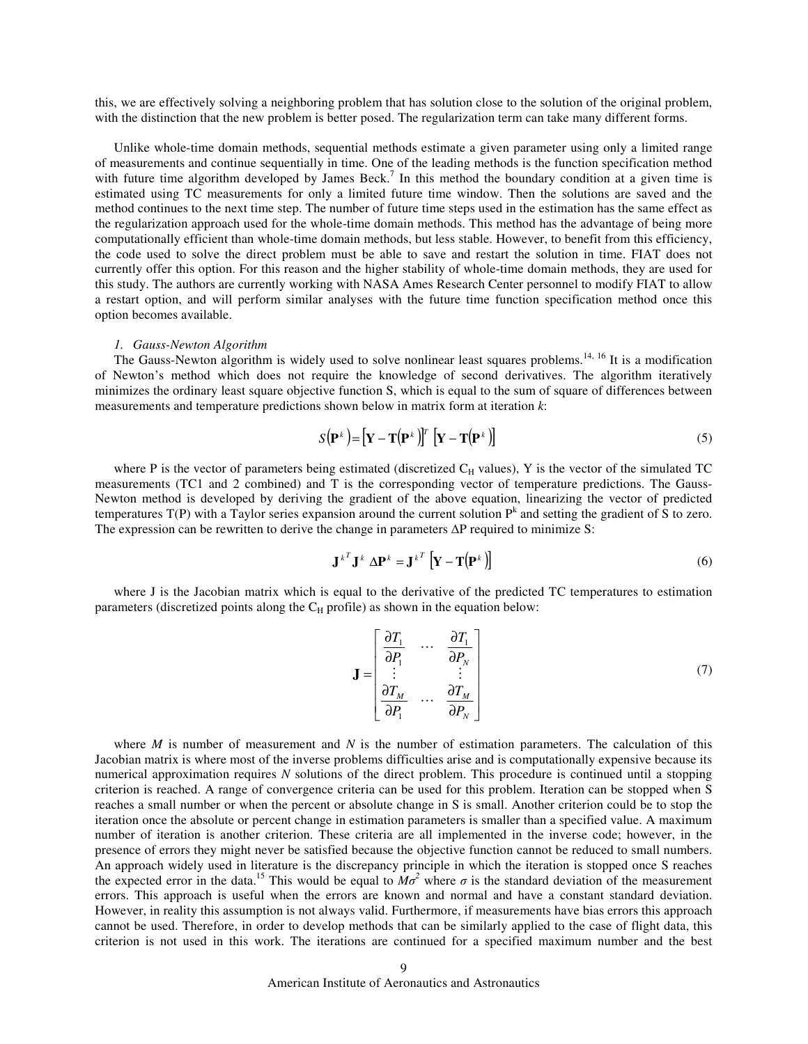this, we are effectively solving a neighboring problem that has solution close to the solution of the original problem, with the distinction that the new problem is better posed. The regularization term can take many different forms.

Unlike whole-time domain methods, sequential methods estimate a given parameter using only a limited range of measurements and continue sequentially in time. One of the leading methods is the function specification method with future time algorithm developed by James Beck.[7] In this method the boundary condition at a given time is estimated using TC measurements for only a limited future time window. Then the solutions are saved and the method continues to the next time step. The number of future time steps used in the estimation has the same effect as the regularization approach used for the whole-time domain methods. This method has the advantage of being more computationally efficient than whole-time domain methods, but less stable. However, to benefit from this efficiency, the code used to solve the direct problem must be able to save and restart the solution in time. FIAT does not currently offer this option. For this reason and the higher stability of whole-time domain methods, they are used for this study. The authors are currently working with NASA Ames Research Center personnel to modify FIAT to allow a restart option, and will perform similar analyses with the future time function specification method once this option becomes available.

#### *1. Gauss-Newton Algorithm*

The Gauss-Newton algorithm is widely used to solve nonlinear least squares problems.[14, 16] It is a modification of Newton's method which does not require the knowledge of second derivatives. The algorithm iteratively minimizes the ordinary least square objective function S, which is equal to the sum of square of differences between measurements and temperature predictions shown below in matrix form at iteration *k*:

$$S(\mathbf{P}^k) = [\mathbf{Y} - \mathbf{T}(\mathbf{P}^k)]^T \, [\mathbf{Y} - \mathbf{T}(\mathbf{P}^k)] \tag{5}$$

where P is the vector of parameters being estimated (discretized $C_H$ values), Y is the vector of the simulated TC measurements (TC1 and 2 combined) and T is the corresponding vector of temperature predictions. The Gauss-Newton method is developed by deriving the gradient of the above equation, linearizing the vector of predicted temperatures T(P) with a Taylor series expansion around the current solution $P^k$ and setting the gradient of S to zero. The expression can be rewritten to derive the change in parameters ΔP required to minimize S:

$$\mathbf{J}^{k^T} \mathbf{J}^k \, \Delta\mathbf{P}^k = \mathbf{J}^{k^T} \, [\mathbf{Y} - \mathbf{T}(\mathbf{P}^k)] \tag{6}$$

where J is the Jacobian matrix which is equal to the derivative of the predicted TC temperatures to estimation parameters (discretized points along the $C_H$ profile) as shown in the equation below:

$$\mathbf{J} = \begin{bmatrix} \dfrac{\partial T_1}{\partial P_1} & \cdots & \dfrac{\partial T_1}{\partial P_N} \\ \vdots & & \vdots \\ \dfrac{\partial T_M}{\partial P_1} & \cdots & \dfrac{\partial T_M}{\partial P_N} \end{bmatrix} \tag{7}$$

where *M* is number of measurement and *N* is the number of estimation parameters. The calculation of this Jacobian matrix is where most of the inverse problems difficulties arise and is computationally expensive because its numerical approximation requires *N* solutions of the direct problem. This procedure is continued until a stopping criterion is reached. A range of convergence criteria can be used for this problem. Iteration can be stopped when S reaches a small number or when the percent or absolute change in S is small. Another criterion could be to stop the iteration once the absolute or percent change in estimation parameters is smaller than a specified value. A maximum number of iteration is another criterion. These criteria are all implemented in the inverse code; however, in the presence of errors they might never be satisfied because the objective function cannot be reduced to small numbers. An approach widely used in literature is the discrepancy principle in which the iteration is stopped once S reaches the expected error in the data.[15] This would be equal to $M\sigma^2$ where $\sigma$ is the standard deviation of the measurement errors. This approach is useful when the errors are known and normal and have a constant standard deviation. However, in reality this assumption is not always valid. Furthermore, if measurements have bias errors this approach cannot be used. Therefore, in order to develop methods that can be similarly applied to the case of flight data, this criterion is not used in this work. The iterations are continued for a specified maximum number and the best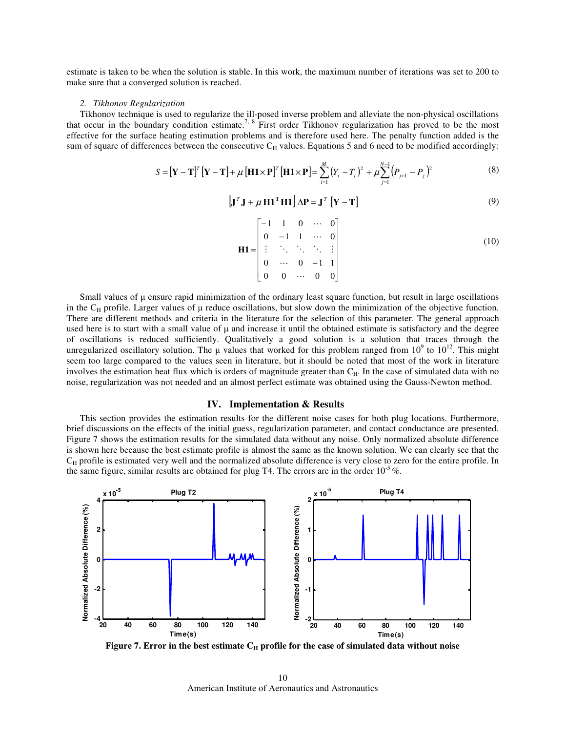estimate is taken to be when the solution is stable. In this work, the maximum number of iterations was set to 200 to make sure that a converged solution is reached.

*2. Tikhonov Regularization*

Tikhonov technique is used to regularize the ill-posed inverse problem and alleviate the non-physical oscillations that occur in the boundary condition estimate.[7, 8] First order Tikhonov regularization has proved to be the most effective for the surface heating estimation problems and is therefore used here. The penalty function added is the sum of square of differences between the consecutive $C_H$ values. Equations 5 and 6 need to be modified accordingly:

$$S = [\mathbf{Y} - \mathbf{T}]^T [\mathbf{Y} - \mathbf{T}] + \mu [\mathbf{H1} \times \mathbf{P}]^T [\mathbf{H1} \times \mathbf{P}] = \sum_{i=1}^{M} (Y_i - T_i)^2 + \mu \sum_{j=1}^{N-1} (P_{j+1} - P_j)^2 \tag{8}$$

$$\left[\mathbf{J}^T \mathbf{J} + \mu \, \mathbf{H1}^{\mathbf{T}} \mathbf{H1}\right] \Delta \mathbf{P} = \mathbf{J}^T \left[\mathbf{Y} - \mathbf{T}\right] \tag{9}$$

$$\mathbf{H1} = \begin{bmatrix} -1 & 1 & 0 & \cdots & 0 \\ 0 & -1 & 1 & \cdots & 0 \\ \vdots & \ddots & \ddots & \ddots & \vdots \\ 0 & \cdots & 0 & -1 & 1 \\ 0 & 0 & \cdots & 0 & 0 \end{bmatrix} \tag{10}$$

Small values of μ ensure rapid minimization of the ordinary least square function, but result in large oscillations in the $C_H$ profile. Larger values of μ reduce oscillations, but slow down the minimization of the objective function. There are different methods and criteria in the literature for the selection of this parameter. The general approach used here is to start with a small value of μ and increase it until the obtained estimate is satisfactory and the degree of oscillations is reduced sufficiently. Qualitatively a good solution is a solution that traces through the unregularized oscillatory solution. The μ values that worked for this problem ranged from $10^9$ to $10^{12}$. This might seem too large compared to the values seen in literature, but it should be noted that most of the work in literature involves the estimation heat flux which is orders of magnitude greater than $C_H$. In the case of simulated data with no noise, regularization was not needed and an almost perfect estimate was obtained using the Gauss-Newton method.

## IV. Implementation & Results

This section provides the estimation results for the different noise cases for both plug locations. Furthermore, brief discussions on the effects of the initial guess, regularization parameter, and contact conductance are presented. Figure 7 shows the estimation results for the simulated data without any noise. Only normalized absolute difference is shown here because the best estimate profile is almost the same as the known solution. We can clearly see that the $C_H$ profile is estimated very well and the normalized absolute difference is very close to zero for the entire profile. In the same figure, similar results are obtained for plug T4. The errors are in the order $10^{-5}$ %.

**Figure 7. Error in the best estimate $C_H$ profile for the case of simulated data without noise**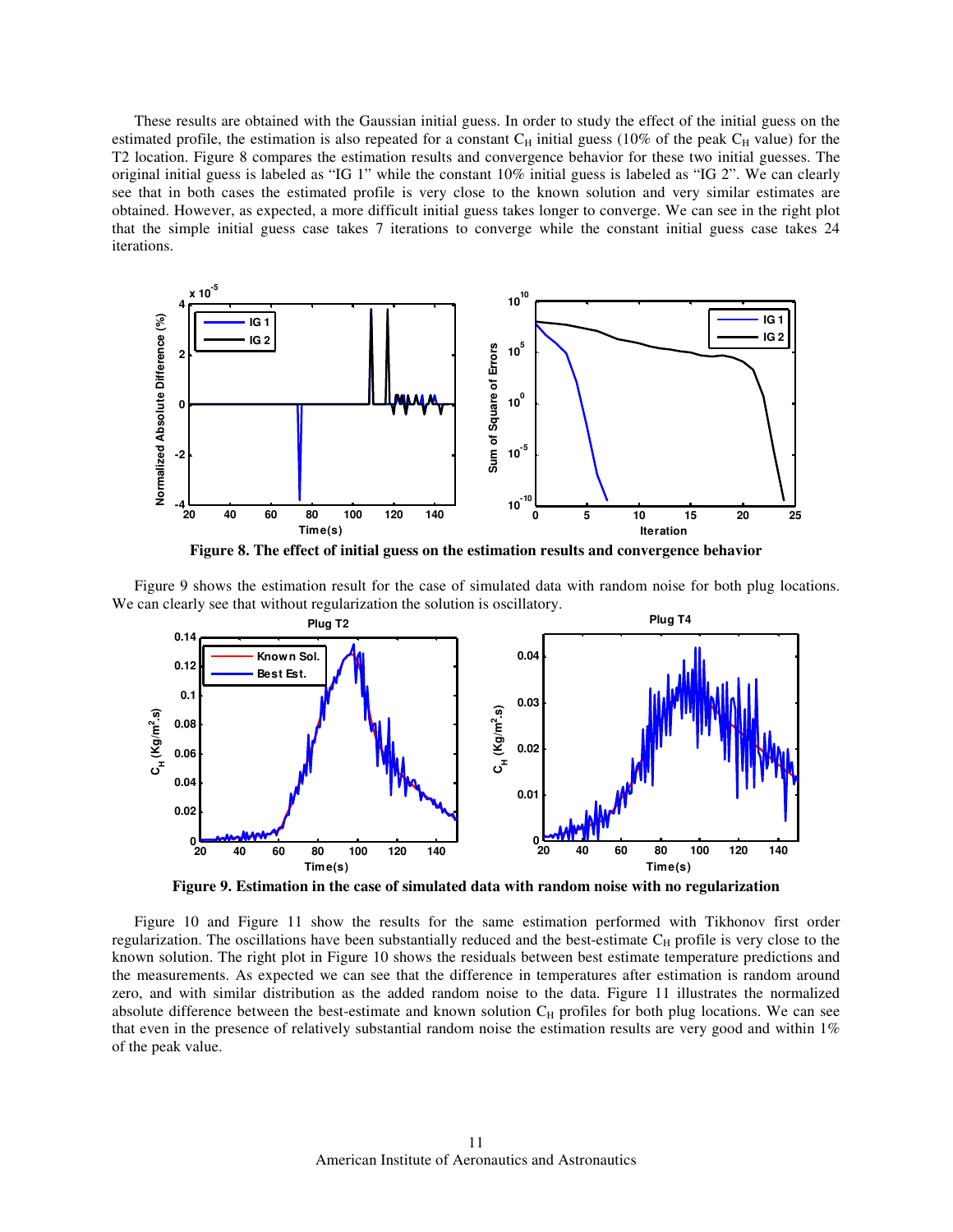These results are obtained with the Gaussian initial guess. In order to study the effect of the initial guess on the estimated profile, the estimation is also repeated for a constant $C_H$ initial guess (10% of the peak $C_H$ value) for the T2 location. Figure 8 compares the estimation results and convergence behavior for these two initial guesses. The original initial guess is labeled as "IG 1" while the constant 10% initial guess is labeled as "IG 2". We can clearly see that in both cases the estimated profile is very close to the known solution and very similar estimates are obtained. However, as expected, a more difficult initial guess takes longer to converge. We can see in the right plot that the simple initial guess case takes 7 iterations to converge while the constant initial guess case takes 24 iterations.

**Figure 8. The effect of initial guess on the estimation results and convergence behavior**

Figure 9 shows the estimation result for the case of simulated data with random noise for both plug locations. We can clearly see that without regularization the solution is oscillatory.

**Figure 9. Estimation in the case of simulated data with random noise with no regularization**

Figure 10 and Figure 11 show the results for the same estimation performed with Tikhonov first order regularization. The oscillations have been substantially reduced and the best-estimate $C_H$ profile is very close to the known solution. The right plot in Figure 10 shows the residuals between best estimate temperature predictions and the measurements. As expected we can see that the difference in temperatures after estimation is random around zero, and with similar distribution as the added random noise to the data. Figure 11 illustrates the normalized absolute difference between the best-estimate and known solution $C_H$ profiles for both plug locations. We can see that even in the presence of relatively substantial random noise the estimation results are very good and within 1% of the peak value.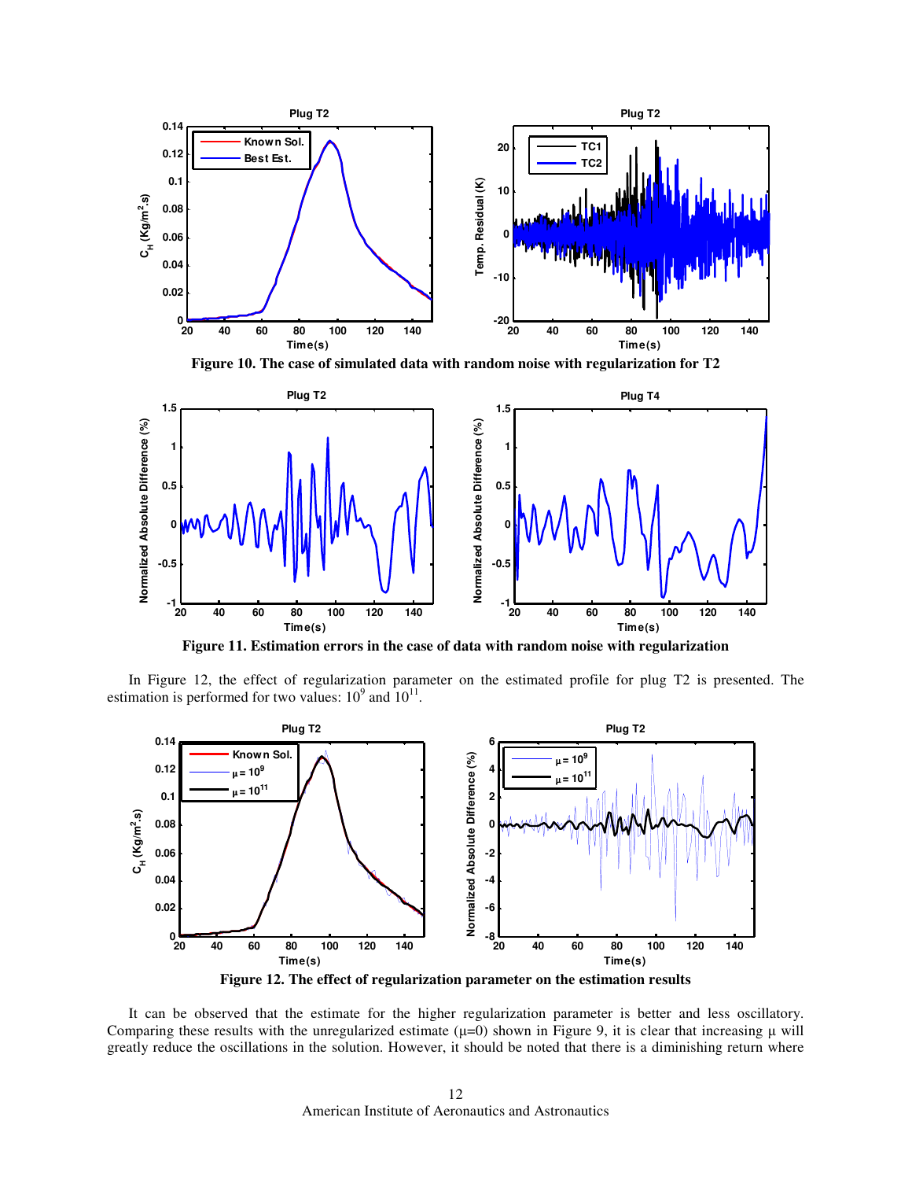**Figure 10. The case of simulated data with random noise with regularization for T2**

**Figure 11. Estimation errors in the case of data with random noise with regularization**

In Figure 12, the effect of regularization parameter on the estimated profile for plug T2 is presented. The estimation is performed for two values: $10^9$ and $10^{11}$.

**Figure 12. The effect of regularization parameter on the estimation results**

It can be observed that the estimate for the higher regularization parameter is better and less oscillatory. Comparing these results with the unregularized estimate ($\mu$=0) shown in Figure 9, it is clear that increasing $\mu$ will greatly reduce the oscillations in the solution. However, it should be noted that there is a diminishing return where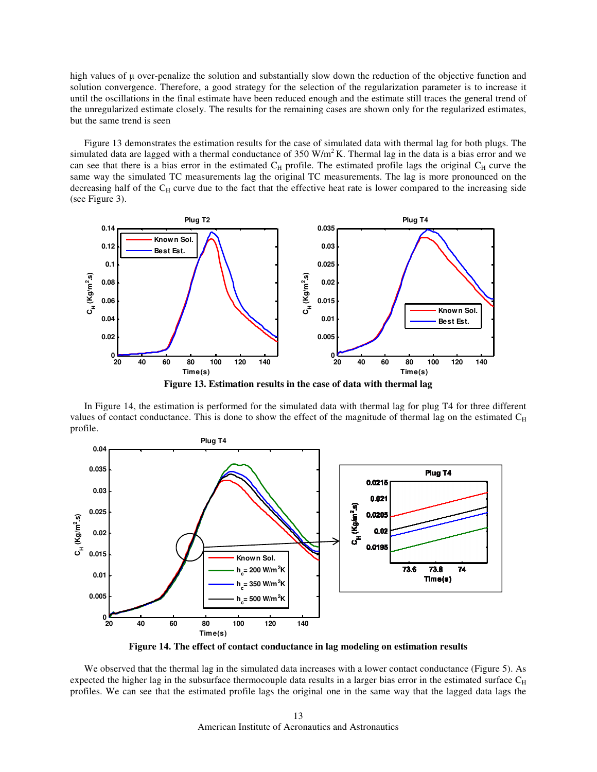high values of μ over-penalize the solution and substantially slow down the reduction of the objective function and solution convergence. Therefore, a good strategy for the selection of the regularization parameter is to increase it until the oscillations in the final estimate have been reduced enough and the estimate still traces the general trend of the unregularized estimate closely. The results for the remaining cases are shown only for the regularized estimates, but the same trend is seen

Figure 13 demonstrates the estimation results for the case of simulated data with thermal lag for both plugs. The simulated data are lagged with a thermal conductance of 350 W/m$^2$ K. Thermal lag in the data is a bias error and we can see that there is a bias error in the estimated $C_H$ profile. The estimated profile lags the original $C_H$ curve the same way the simulated TC measurements lag the original TC measurements. The lag is more pronounced on the decreasing half of the $C_H$ curve due to the fact that the effective heat rate is lower compared to the increasing side (see Figure 3).

**Figure 13. Estimation results in the case of data with thermal lag**

In Figure 14, the estimation is performed for the simulated data with thermal lag for plug T4 for three different values of contact conductance. This is done to show the effect of the magnitude of thermal lag on the estimated $C_H$ profile.

**Figure 14. The effect of contact conductance in lag modeling on estimation results**

We observed that the thermal lag in the simulated data increases with a lower contact conductance (Figure 5). As expected the higher lag in the subsurface thermocouple data results in a larger bias error in the estimated surface $C_H$ profiles. We can see that the estimated profile lags the original one in the same way that the lagged data lags the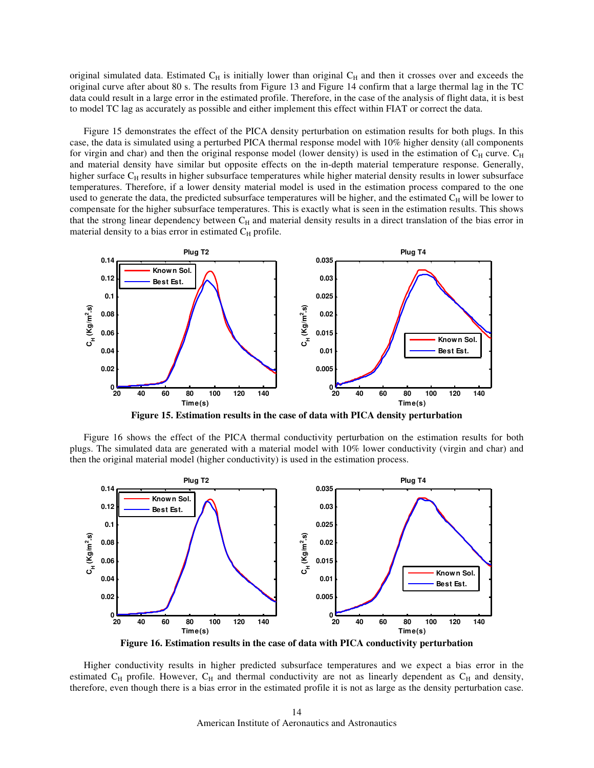original simulated data. Estimated $C_H$ is initially lower than original $C_H$ and then it crosses over and exceeds the original curve after about 80 s. The results from Figure 13 and Figure 14 confirm that a large thermal lag in the TC data could result in a large error in the estimated profile. Therefore, in the case of the analysis of flight data, it is best to model TC lag as accurately as possible and either implement this effect within FIAT or correct the data.

Figure 15 demonstrates the effect of the PICA density perturbation on estimation results for both plugs. In this case, the data is simulated using a perturbed PICA thermal response model with 10% higher density (all components for virgin and char) and then the original response model (lower density) is used in the estimation of $C_H$ curve. $C_H$ and material density have similar but opposite effects on the in-depth material temperature response. Generally, higher surface $C_H$ results in higher subsurface temperatures while higher material density results in lower subsurface temperatures. Therefore, if a lower density material model is used in the estimation process compared to the one used to generate the data, the predicted subsurface temperatures will be higher, and the estimated $C_H$ will be lower to compensate for the higher subsurface temperatures. This is exactly what is seen in the estimation results. This shows that the strong linear dependency between $C_H$ and material density results in a direct translation of the bias error in material density to a bias error in estimated $C_H$ profile.

**Figure 15. Estimation results in the case of data with PICA density perturbation**

Figure 16 shows the effect of the PICA thermal conductivity perturbation on the estimation results for both plugs. The simulated data are generated with a material model with 10% lower conductivity (virgin and char) and then the original material model (higher conductivity) is used in the estimation process.

**Figure 16. Estimation results in the case of data with PICA conductivity perturbation**

Higher conductivity results in higher predicted subsurface temperatures and we expect a bias error in the estimated $C_H$ profile. However, $C_H$ and thermal conductivity are not as linearly dependent as $C_H$ and density, therefore, even though there is a bias error in the estimated profile it is not as large as the density perturbation case.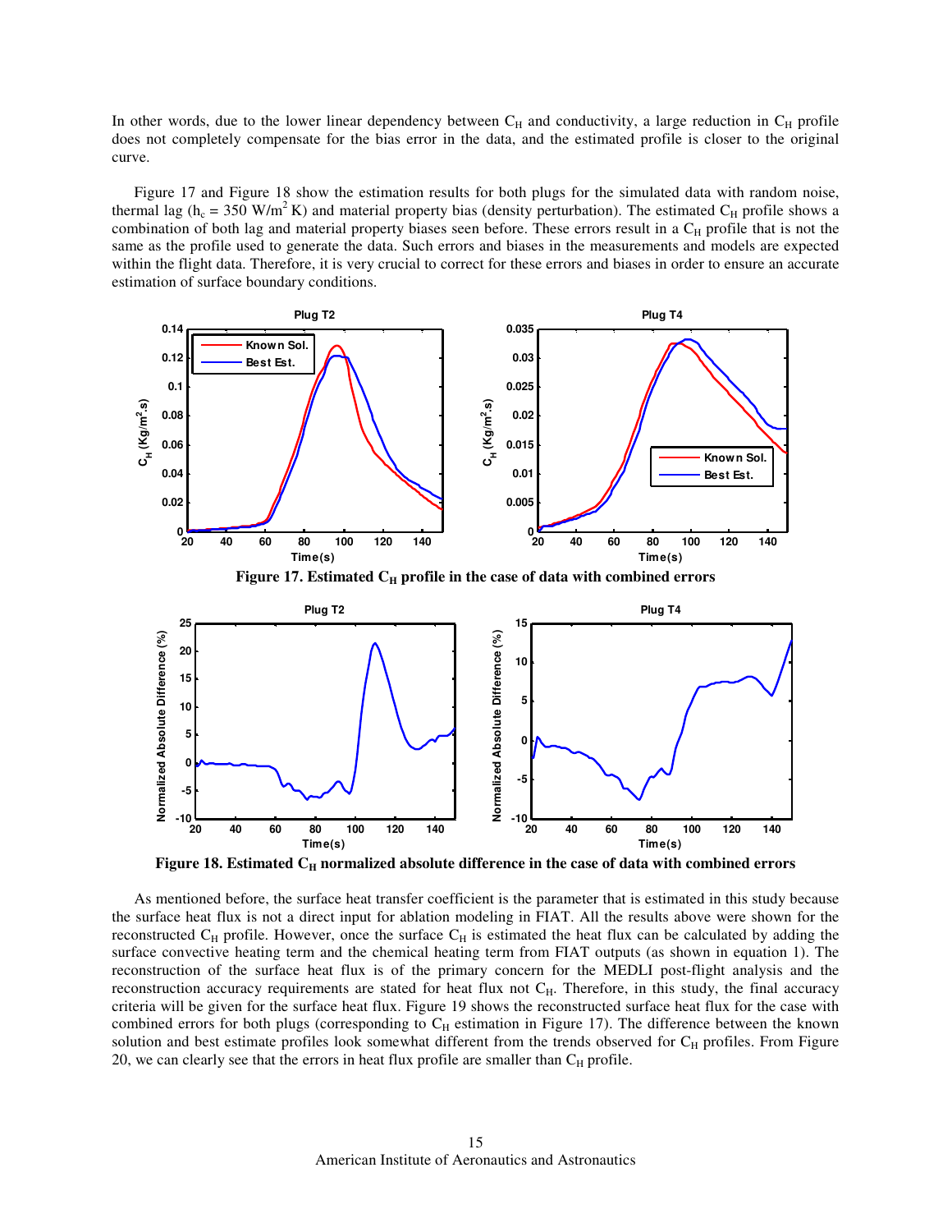In other words, due to the lower linear dependency between $C_H$ and conductivity, a large reduction in $C_H$ profile does not completely compensate for the bias error in the data, and the estimated profile is closer to the original curve.

Figure 17 and Figure 18 show the estimation results for both plugs for the simulated data with random noise, thermal lag ($h_c$ = 350 W/m$^2$ K) and material property bias (density perturbation). The estimated $C_H$ profile shows a combination of both lag and material property biases seen before. These errors result in a $C_H$ profile that is not the same as the profile used to generate the data. Such errors and biases in the measurements and models are expected within the flight data. Therefore, it is very crucial to correct for these errors and biases in order to ensure an accurate estimation of surface boundary conditions.

**Figure 17. Estimated $C_H$ profile in the case of data with combined errors**

**Figure 18. Estimated $C_H$ normalized absolute difference in the case of data with combined errors**

As mentioned before, the surface heat transfer coefficient is the parameter that is estimated in this study because the surface heat flux is not a direct input for ablation modeling in FIAT. All the results above were shown for the reconstructed $C_H$ profile. However, once the surface $C_H$ is estimated the heat flux can be calculated by adding the surface convective heating term and the chemical heating term from FIAT outputs (as shown in equation 1). The reconstruction of the surface heat flux is of the primary concern for the MEDLI post-flight analysis and the reconstruction accuracy requirements are stated for heat flux not $C_H$. Therefore, in this study, the final accuracy criteria will be given for the surface heat flux. Figure 19 shows the reconstructed surface heat flux for the case with combined errors for both plugs (corresponding to $C_H$ estimation in Figure 17). The difference between the known solution and best estimate profiles look somewhat different from the trends observed for $C_H$ profiles. From Figure 20, we can clearly see that the errors in heat flux profile are smaller than $C_H$ profile.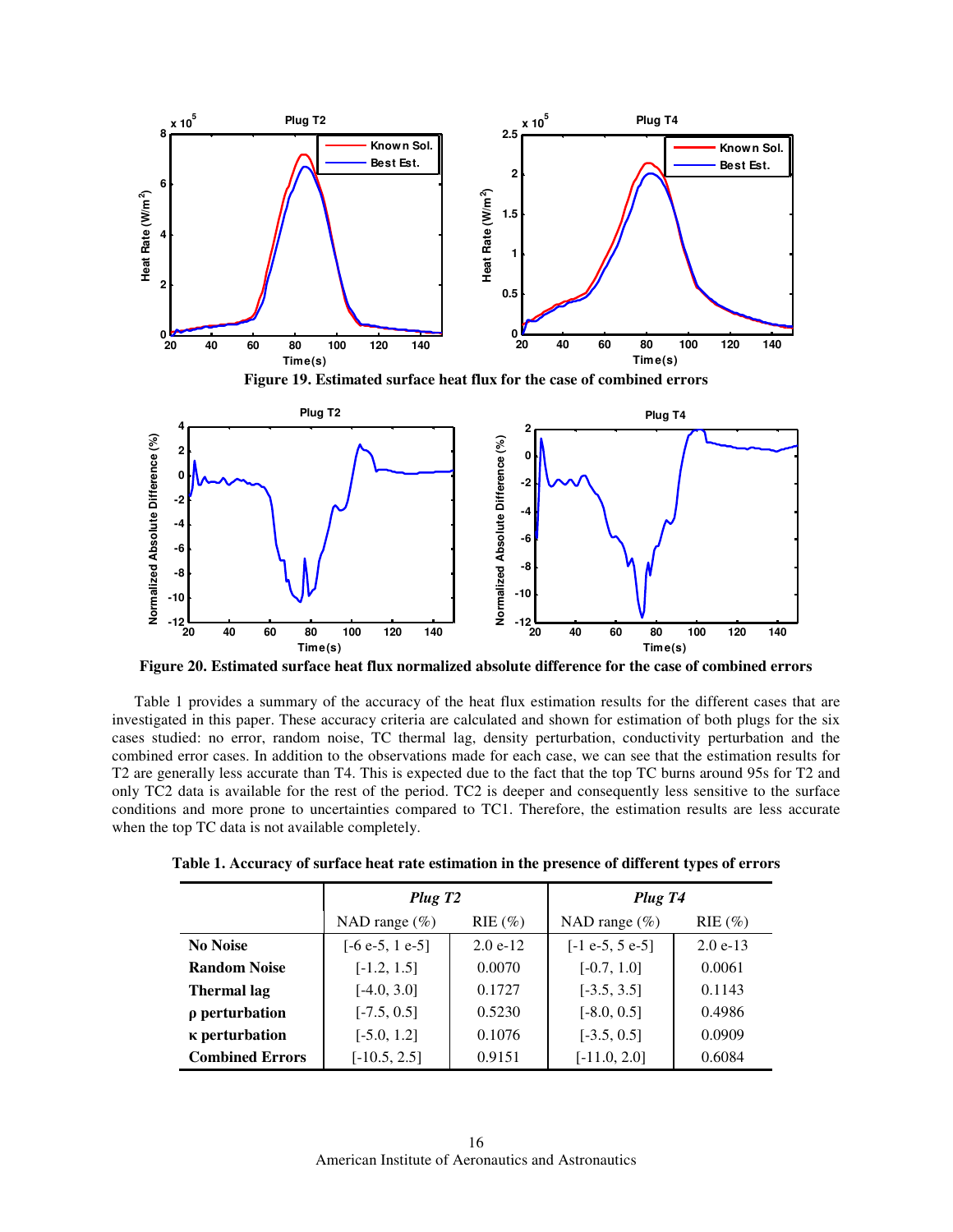Figure 19. Estimated surface heat flux for the case of combined errors

Figure 20. Estimated surface heat flux normalized absolute difference for the case of combined errors

Table 1 provides a summary of the accuracy of the heat flux estimation results for the different cases that are investigated in this paper. These accuracy criteria are calculated and shown for estimation of both plugs for the six cases studied: no error, random noise, TC thermal lag, density perturbation, conductivity perturbation and the combined error cases. In addition to the observations made for each case, we can see that the estimation results for T2 are generally less accurate than T4. This is expected due to the fact that the top TC burns around 95s for T2 and only TC2 data is available for the rest of the period. TC2 is deeper and consequently less sensitive to the surface conditions and more prone to uncertainties compared to TC1. Therefore, the estimation results are less accurate when the top TC data is not available completely.

**Table 1. Accuracy of surface heat rate estimation in the presence of different types of errors**

| | *Plug T2* | | *Plug T4* | |
|---|---|---|---|---|
| | NAD range (%) | RIE (%) | NAD range (%) | RIE (%) |
| **No Noise** | [-6 e-5, 1 e-5] | 2.0 e-12 | [-1 e-5, 5 e-5] | 2.0 e-13 |
| **Random Noise** | [-1.2, 1.5] | 0.0070 | [-0.7, 1.0] | 0.0061 |
| **Thermal lag** | [-4.0, 3.0] | 0.1727 | [-3.5, 3.5] | 0.1143 |
| **$\rho$ perturbation** | [-7.5, 0.5] | 0.5230 | [-8.0, 0.5] | 0.4986 |
| **$\kappa$ perturbation** | [-5.0, 1.2] | 0.1076 | [-3.5, 0.5] | 0.0909 |
| **Combined Errors** | [-10.5, 2.5] | 0.9151 | [-11.0, 2.0] | 0.6084 |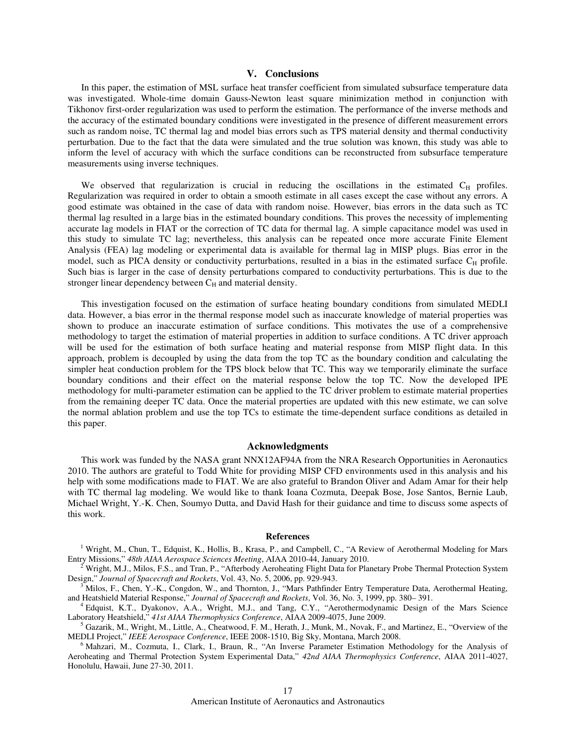## V. Conclusions

In this paper, the estimation of MSL surface heat transfer coefficient from simulated subsurface temperature data was investigated. Whole-time domain Gauss-Newton least square minimization method in conjunction with Tikhonov first-order regularization was used to perform the estimation. The performance of the inverse methods and the accuracy of the estimated boundary conditions were investigated in the presence of different measurement errors such as random noise, TC thermal lag and model bias errors such as TPS material density and thermal conductivity perturbation. Due to the fact that the data were simulated and the true solution was known, this study was able to inform the level of accuracy with which the surface conditions can be reconstructed from subsurface temperature measurements using inverse techniques.

We observed that regularization is crucial in reducing the oscillations in the estimated $C_H$ profiles. Regularization was required in order to obtain a smooth estimate in all cases except the case without any errors. A good estimate was obtained in the case of data with random noise. However, bias errors in the data such as TC thermal lag resulted in a large bias in the estimated boundary conditions. This proves the necessity of implementing accurate lag models in FIAT or the correction of TC data for thermal lag. A simple capacitance model was used in this study to simulate TC lag; nevertheless, this analysis can be repeated once more accurate Finite Element Analysis (FEA) lag modeling or experimental data is available for thermal lag in MISP plugs. Bias error in the model, such as PICA density or conductivity perturbations, resulted in a bias in the estimated surface $C_H$ profile. Such bias is larger in the case of density perturbations compared to conductivity perturbations. This is due to the stronger linear dependency between $C_H$ and material density.

This investigation focused on the estimation of surface heating boundary conditions from simulated MEDLI data. However, a bias error in the thermal response model such as inaccurate knowledge of material properties was shown to produce an inaccurate estimation of surface conditions. This motivates the use of a comprehensive methodology to target the estimation of material properties in addition to surface conditions. A TC driver approach will be used for the estimation of both surface heating and material response from MISP flight data. In this approach, problem is decoupled by using the data from the top TC as the boundary condition and calculating the simpler heat conduction problem for the TPS block below that TC. This way we temporarily eliminate the surface boundary conditions and their effect on the material response below the top TC. Now the developed IPE methodology for multi-parameter estimation can be applied to the TC driver problem to estimate material properties from the remaining deeper TC data. Once the material properties are updated with this new estimate, we can solve the normal ablation problem and use the top TCs to estimate the time-dependent surface conditions as detailed in this paper.

## Acknowledgments

This work was funded by the NASA grant NNX12AF94A from the NRA Research Opportunities in Aeronautics 2010. The authors are grateful to Todd White for providing MISP CFD environments used in this analysis and his help with some modifications made to FIAT. We are also grateful to Brandon Oliver and Adam Amar for their help with TC thermal lag modeling. We would like to thank Ioana Cozmuta, Deepak Bose, Jose Santos, Bernie Laub, Michael Wright, Y.-K. Chen, Soumyo Dutta, and David Hash for their guidance and time to discuss some aspects of this work.

## References

[1] Wright, M., Chun, T., Edquist, K., Hollis, B., Krasa, P., and Campbell, C., "A Review of Aerothermal Modeling for Mars Entry Missions," *48th AIAA Aerospace Sciences Meeting*, AIAA 2010-44, January 2010.

[2] Wright, M.J., Milos, F.S., and Tran, P., "Afterbody Aeroheating Flight Data for Planetary Probe Thermal Protection System Design," *Journal of Spacecraft and Rockets*, Vol. 43, No. 5, 2006, pp. 929-943.

[3] Milos, F., Chen, Y.-K., Congdon, W., and Thornton, J., "Mars Pathfinder Entry Temperature Data, Aerothermal Heating, and Heatshield Material Response," *Journal of Spacecraft and Rockets*, Vol. 36, No. 3, 1999, pp. 380– 391.

[4] Edquist, K.T., Dyakonov, A.A., Wright, M.J., and Tang, C.Y., "Aerothermodynamic Design of the Mars Science Laboratory Heatshield," *41st AIAA Thermophysics Conference*, AIAA 2009-4075, June 2009.

[5] Gazarik, M., Wright, M., Little, A., Cheatwood, F. M., Herath, J., Munk, M., Novak, F., and Martinez, E., "Overview of the MEDLI Project," *IEEE Aerospace Conference*, IEEE 2008-1510, Big Sky, Montana, March 2008.

[6] Mahzari, M., Cozmuta, I., Clark, I., Braun, R., "An Inverse Parameter Estimation Methodology for the Analysis of Aeroheating and Thermal Protection System Experimental Data," *42nd AIAA Thermophysics Conference*, AIAA 2011-4027, Honolulu, Hawaii, June 27-30, 2011.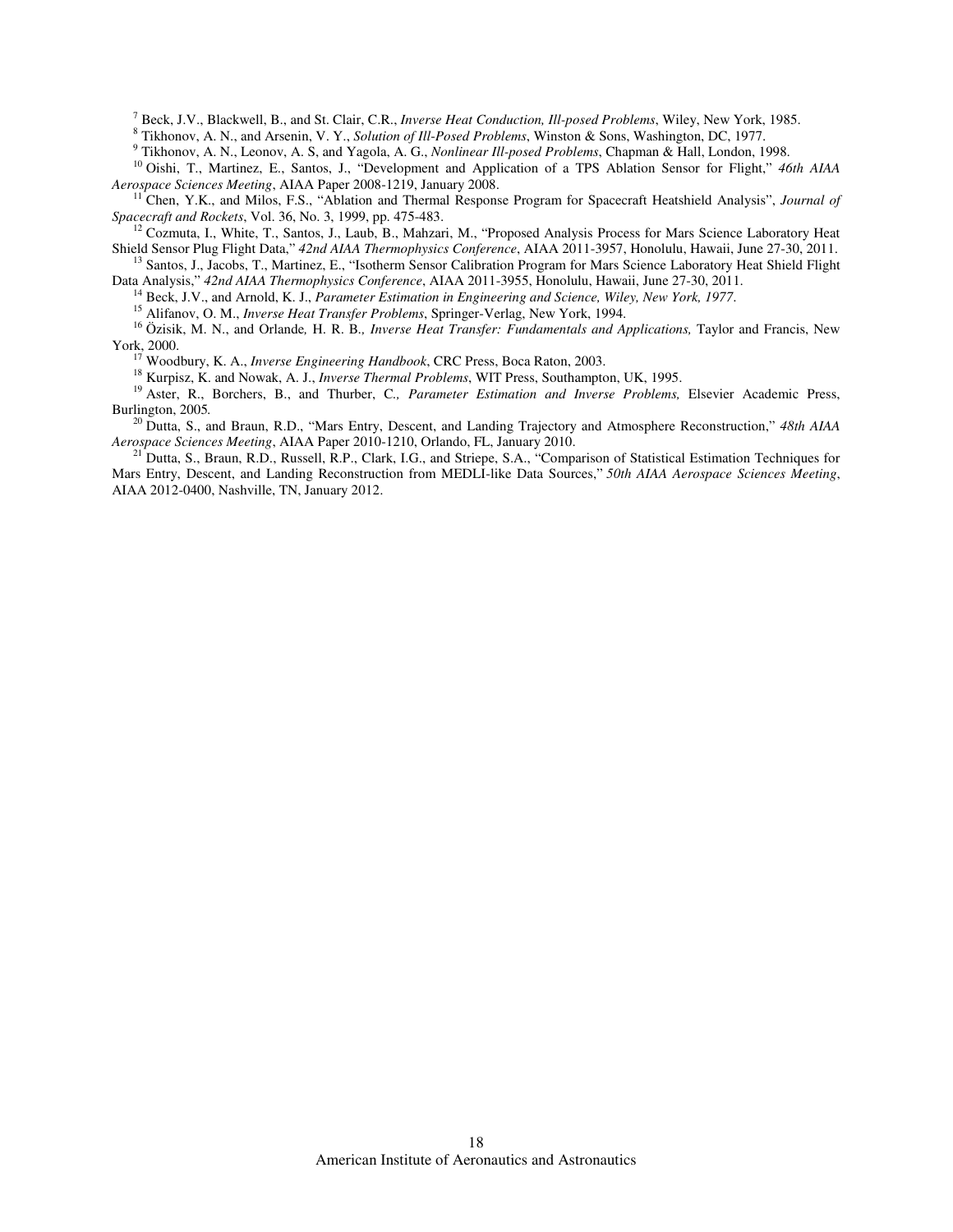[7] Beck, J.V., Blackwell, B., and St. Clair, C.R., *Inverse Heat Conduction, Ill-posed Problems*, Wiley, New York, 1985.

[8] Tikhonov, A. N., and Arsenin, V. Y., *Solution of Ill-Posed Problems*, Winston & Sons, Washington, DC, 1977.

[9] Tikhonov, A. N., Leonov, A. S, and Yagola, A. G., *Nonlinear Ill-posed Problems*, Chapman & Hall, London, 1998.

[10] Oishi, T., Martinez, E., Santos, J., "Development and Application of a TPS Ablation Sensor for Flight," *46th AIAA Aerospace Sciences Meeting*, AIAA Paper 2008-1219, January 2008.

[11] Chen, Y.K., and Milos, F.S., "Ablation and Thermal Response Program for Spacecraft Heatshield Analysis", *Journal of Spacecraft and Rockets*, Vol. 36, No. 3, 1999, pp. 475-483.

[12] Cozmuta, I., White, T., Santos, J., Laub, B., Mahzari, M., "Proposed Analysis Process for Mars Science Laboratory Heat Shield Sensor Plug Flight Data," *42nd AIAA Thermophysics Conference*, AIAA 2011-3957, Honolulu, Hawaii, June 27-30, 2011.

[13] Santos, J., Jacobs, T., Martinez, E., "Isotherm Sensor Calibration Program for Mars Science Laboratory Heat Shield Flight Data Analysis," *42nd AIAA Thermophysics Conference*, AIAA 2011-3955, Honolulu, Hawaii, June 27-30, 2011.

[14] Beck, J.V., and Arnold, K. J., *Parameter Estimation in Engineering and Science, Wiley, New York, 1977*.

[15] Alifanov, O. M., *Inverse Heat Transfer Problems*, Springer-Verlag, New York, 1994.

[16] Özisik, M. N., and Orlande*,* H. R. B.*, Inverse Heat Transfer: Fundamentals and Applications,* Taylor and Francis, New York, 2000.

[17] Woodbury, K. A., *Inverse Engineering Handbook*, CRC Press, Boca Raton, 2003.

[18] Kurpisz, K. and Nowak, A. J., *Inverse Thermal Problems*, WIT Press, Southampton, UK, 1995.

[19] Aster, R., Borchers, B., and Thurber, C.*, Parameter Estimation and Inverse Problems,* Elsevier Academic Press, Burlington, 2005*.*

[20] Dutta, S., and Braun, R.D., "Mars Entry, Descent, and Landing Trajectory and Atmosphere Reconstruction," *48th AIAA Aerospace Sciences Meeting*, AIAA Paper 2010-1210, Orlando, FL, January 2010.

[21] Dutta, S., Braun, R.D., Russell, R.P., Clark, I.G., and Striepe, S.A., "Comparison of Statistical Estimation Techniques for Mars Entry, Descent, and Landing Reconstruction from MEDLI-like Data Sources," *50th AIAA Aerospace Sciences Meeting*, AIAA 2012-0400, Nashville, TN, January 2012.